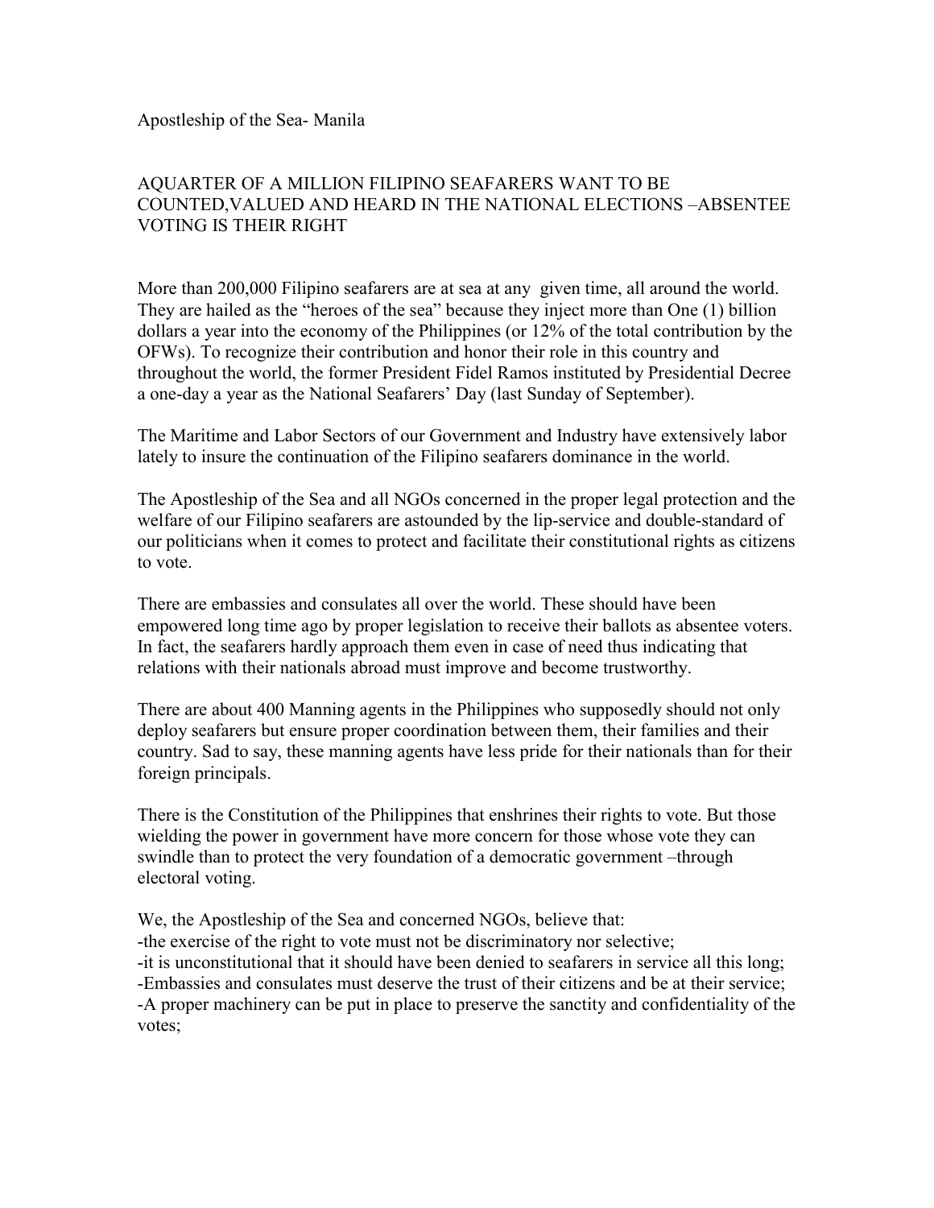Apostleship of the Sea- Manila

## AQUARTER OF A MILLION FILIPINO SEAFARERS WANT TO BE COUNTED,VALUED AND HEARD IN THE NATIONAL ELECTIONS –ABSENTEE VOTING IS THEIR RIGHT

More than 200,000 Filipino seafarers are at sea at any given time, all around the world. They are hailed as the "heroes of the sea" because they inject more than One (1) billion dollars a year into the economy of the Philippines (or 12% of the total contribution by the OFWs). To recognize their contribution and honor their role in this country and throughout the world, the former President Fidel Ramos instituted by Presidential Decree a one-day a year as the National Seafarers' Day (last Sunday of September).

The Maritime and Labor Sectors of our Government and Industry have extensively labor lately to insure the continuation of the Filipino seafarers dominance in the world.

The Apostleship of the Sea and all NGOs concerned in the proper legal protection and the welfare of our Filipino seafarers are astounded by the lip-service and double-standard of our politicians when it comes to protect and facilitate their constitutional rights as citizens to vote.

There are embassies and consulates all over the world. These should have been empowered long time ago by proper legislation to receive their ballots as absentee voters. In fact, the seafarers hardly approach them even in case of need thus indicating that relations with their nationals abroad must improve and become trustworthy.

There are about 400 Manning agents in the Philippines who supposedly should not only deploy seafarers but ensure proper coordination between them, their families and their country. Sad to say, these manning agents have less pride for their nationals than for their foreign principals.

There is the Constitution of the Philippines that enshrines their rights to vote. But those wielding the power in government have more concern for those whose vote they can swindle than to protect the very foundation of a democratic government –through electoral voting.

We, the Apostleship of the Sea and concerned NGOs, believe that:

- the exercise of the right to vote must not be discriminatory nor selective;
- it is unconstitutional that it should have been denied to seafarers in service all this long;
- Embassies and consulates must deserve the trust of their citizens and be at their service;
- A proper machinery can be put in place to preserve the sanctity and confidentiality of the votes;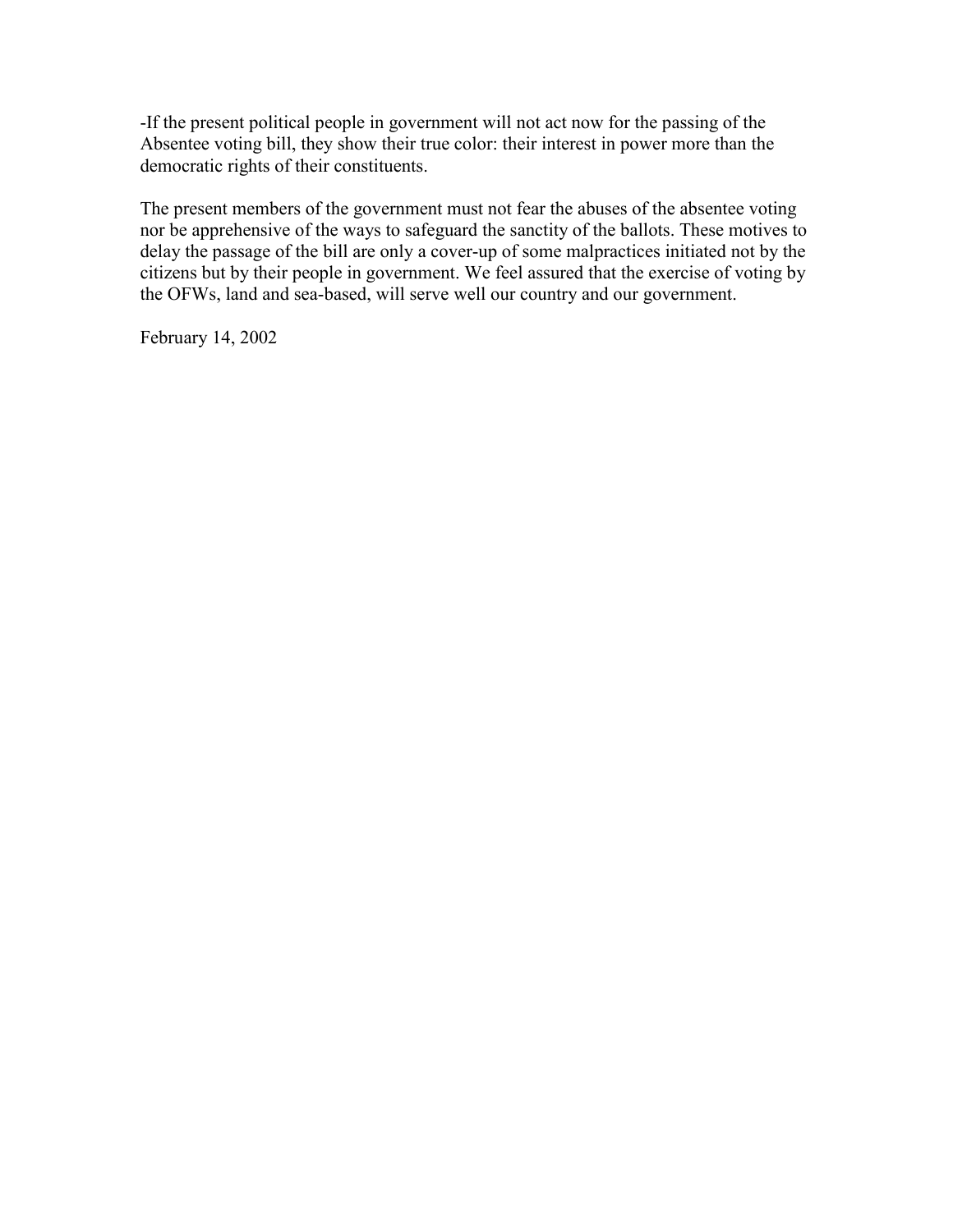-If the present political people in government will not act now for the passing of the Absentee voting bill, they show their true color: their interest in power more than the democratic rights of their constituents.

The present members of the government must not fear the abuses of the absentee voting nor be apprehensive of the ways to safeguard the sanctity of the ballots. These motives to delay the passage of the bill are only a cover-up of some malpractices initiated not by the citizens but by their people in government. We feel assured that the exercise of voting by the OFWs, land and sea-based, will serve well our country and our government.

February 14, 2002